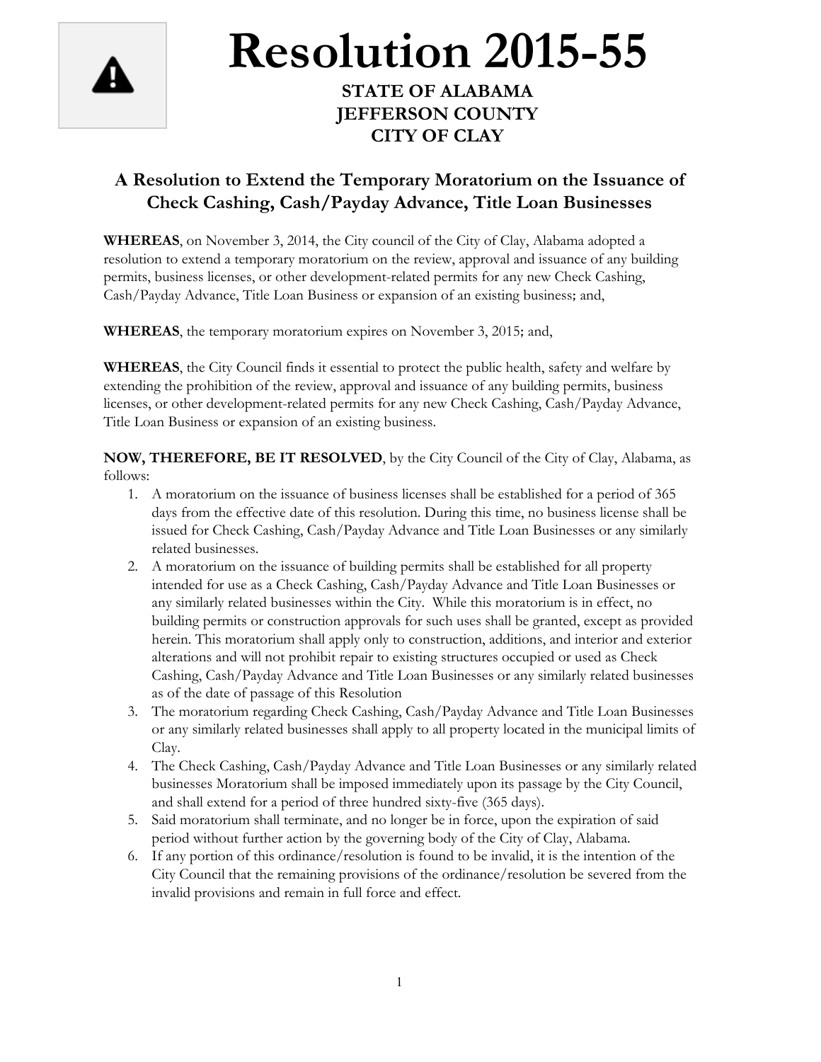# Resolution 2015-55

**STATE OF ALABAMA**
**JEFFERSON COUNTY**
**CITY OF CLAY**

## A Resolution to Extend the Temporary Moratorium on the Issuance of Check Cashing, Cash/Payday Advance, Title Loan Businesses

**WHEREAS**, on November 3, 2014, the City council of the City of Clay, Alabama adopted a resolution to extend a temporary moratorium on the review, approval and issuance of any building permits, business licenses, or other development-related permits for any new Check Cashing, Cash/Payday Advance, Title Loan Business or expansion of an existing business; and,

**WHEREAS**, the temporary moratorium expires on November 3, 2015; and,

**WHEREAS**, the City Council finds it essential to protect the public health, safety and welfare by extending the prohibition of the review, approval and issuance of any building permits, business licenses, or other development-related permits for any new Check Cashing, Cash/Payday Advance, Title Loan Business or expansion of an existing business.

**NOW, THEREFORE, BE IT RESOLVED**, by the City Council of the City of Clay, Alabama, as follows:

1. A moratorium on the issuance of business licenses shall be established for a period of 365 days from the effective date of this resolution. During this time, no business license shall be issued for Check Cashing, Cash/Payday Advance and Title Loan Businesses or any similarly related businesses.
2. A moratorium on the issuance of building permits shall be established for all property intended for use as a Check Cashing, Cash/Payday Advance and Title Loan Businesses or any similarly related businesses within the City. While this moratorium is in effect, no building permits or construction approvals for such uses shall be granted, except as provided herein. This moratorium shall apply only to construction, additions, and interior and exterior alterations and will not prohibit repair to existing structures occupied or used as Check Cashing, Cash/Payday Advance and Title Loan Businesses or any similarly related businesses as of the date of passage of this Resolution
3. The moratorium regarding Check Cashing, Cash/Payday Advance and Title Loan Businesses or any similarly related businesses shall apply to all property located in the municipal limits of Clay.
4. The Check Cashing, Cash/Payday Advance and Title Loan Businesses or any similarly related businesses Moratorium shall be imposed immediately upon its passage by the City Council, and shall extend for a period of three hundred sixty-five (365 days).
5. Said moratorium shall terminate, and no longer be in force, upon the expiration of said period without further action by the governing body of the City of Clay, Alabama.
6. If any portion of this ordinance/resolution is found to be invalid, it is the intention of the City Council that the remaining provisions of the ordinance/resolution be severed from the invalid provisions and remain in full force and effect.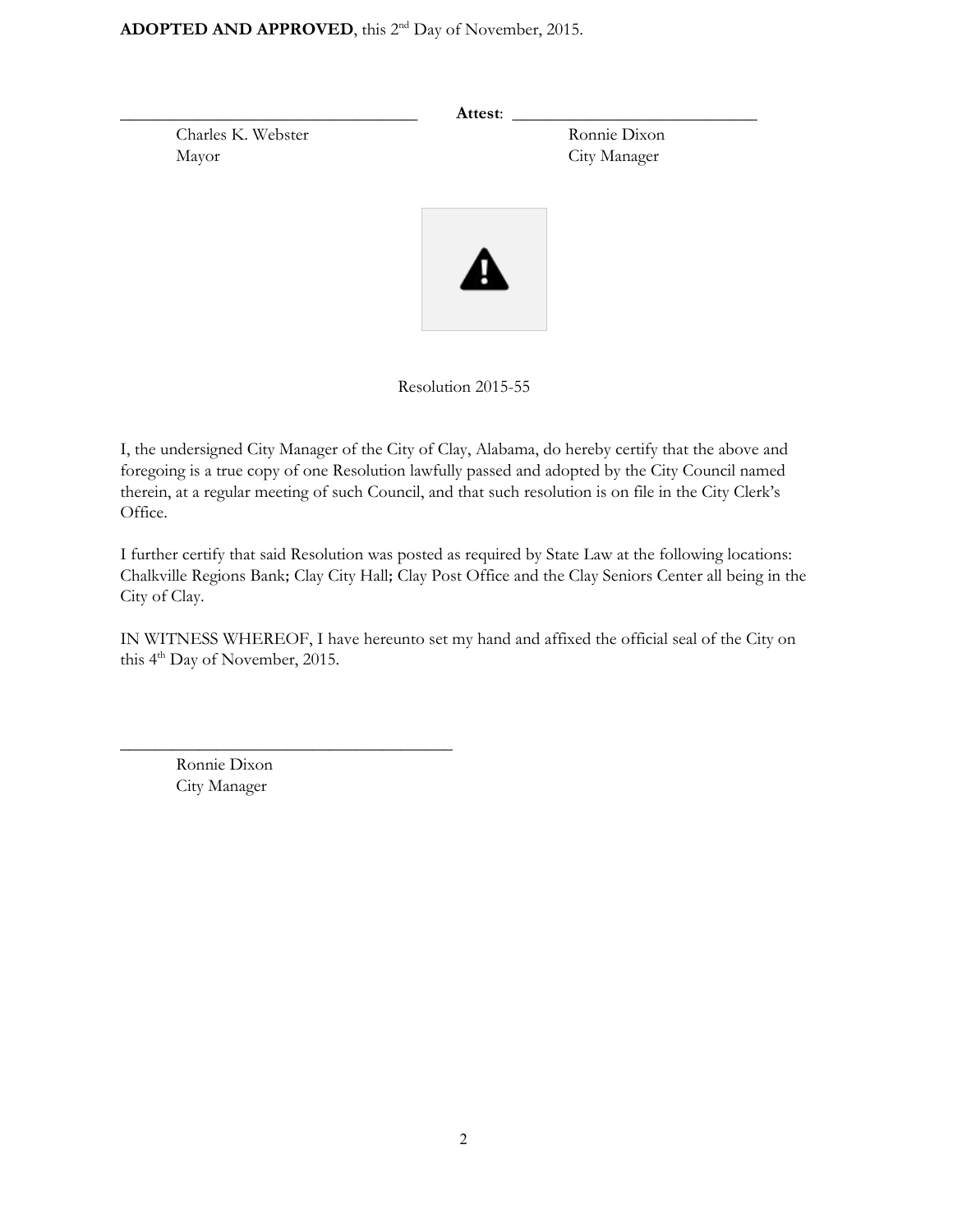**ADOPTED AND APPROVED**, this 2nd Day of November, 2015.

\_\_\_\_\_\_\_\_\_\_\_\_\_\_\_\_\_\_\_\_\_\_\_\_\_\_\_\_\_\_\_\_ **Attest**: \_\_\_\_\_\_\_\_\_\_\_\_\_\_\_\_\_\_\_\_\_\_\_\_\_\_\_\_\_\_

Charles K. Webster
Mayor

Ronnie Dixon
City Manager

Resolution 2015-55

I, the undersigned City Manager of the City of Clay, Alabama, do hereby certify that the above and foregoing is a true copy of one Resolution lawfully passed and adopted by the City Council named therein, at a regular meeting of such Council, and that such resolution is on file in the City Clerk's Office.

I further certify that said Resolution was posted as required by State Law at the following locations: Chalkville Regions Bank; Clay City Hall; Clay Post Office and the Clay Seniors Center all being in the City of Clay.

IN WITNESS WHEREOF, I have hereunto set my hand and affixed the official seal of the City on this 4th Day of November, 2015.

\_\_\_\_\_\_\_\_\_\_\_\_\_\_\_\_\_\_\_\_\_\_\_\_\_\_\_\_\_\_\_\_\_\_\_\_\_\_

Ronnie Dixon
City Manager